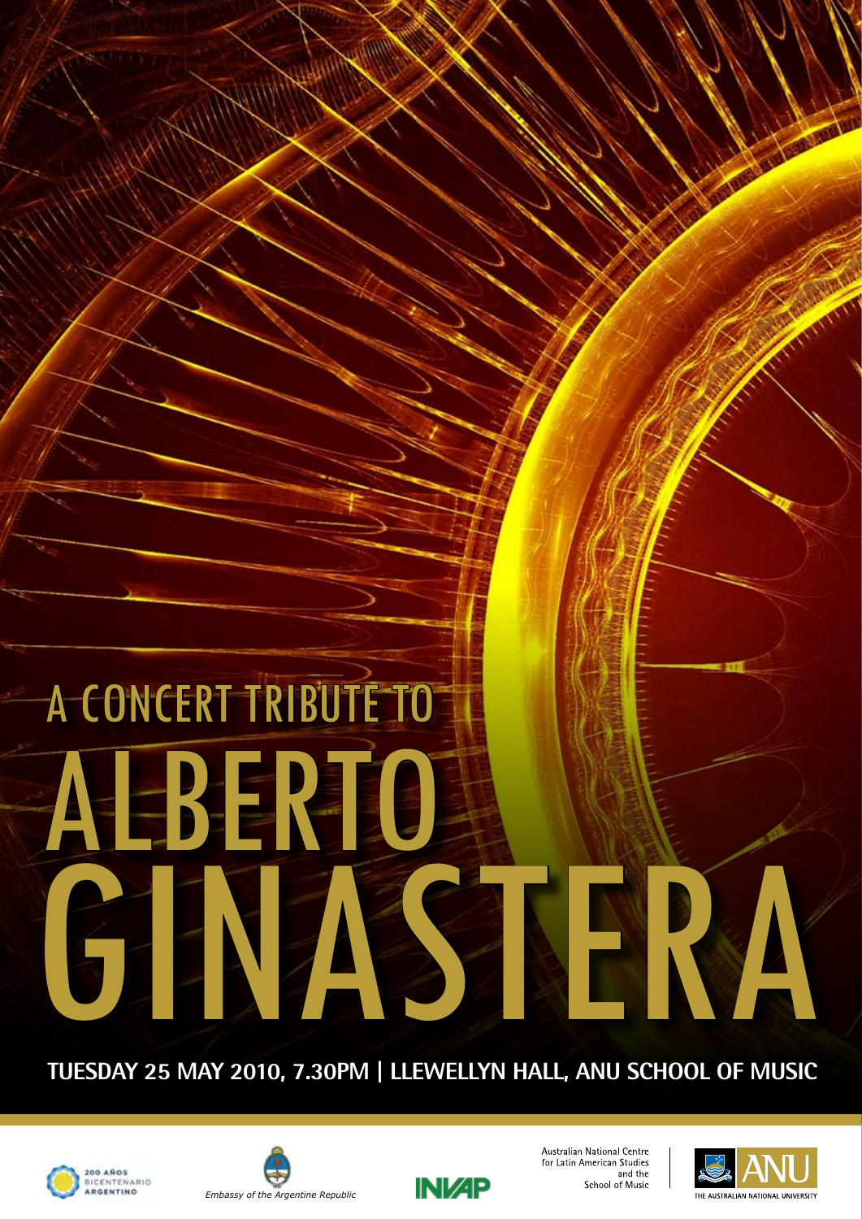# A CONCERT TRIBUTE TO ALBERTO GINASTERA

**TUESDAY 25 MAY 2010, 7.30PM | LLEWELLYN HALL, ANU SCHOOL OF MUSIC**

200 AÑOS BICENTENARIO ARGENTINO

*Embassy of the Argentine Republic*

INVAP

Australian National Centre for Latin American Studies and the School of Music

ANU THE AUSTRALIAN NATIONAL UNIVERSITY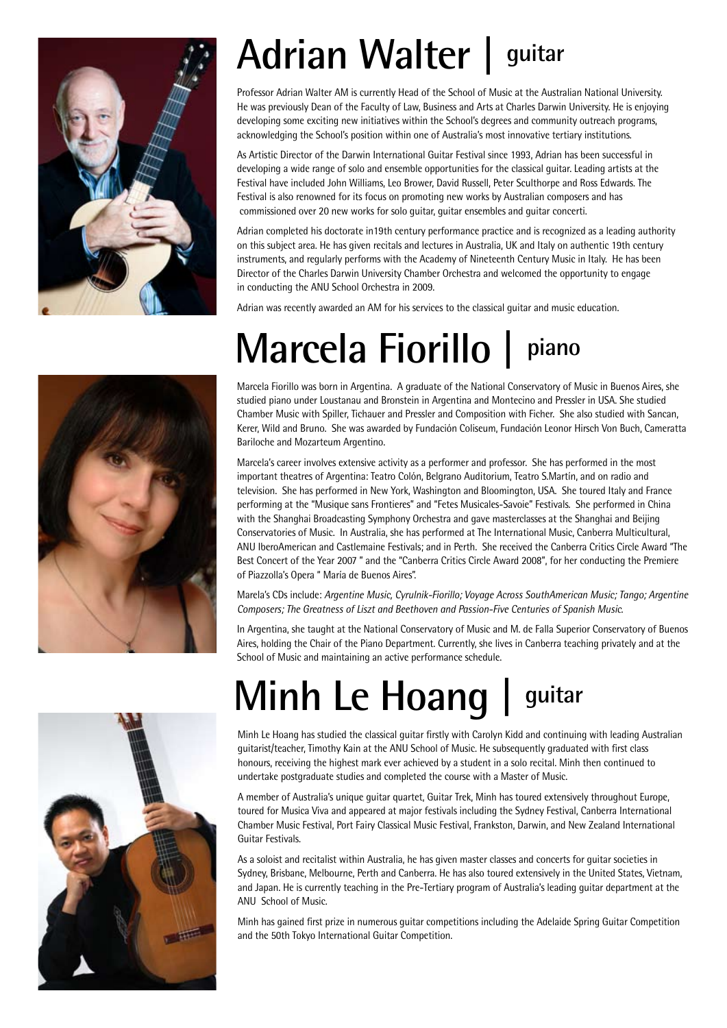# Adrian Walter | guitar

Professor Adrian Walter AM is currently Head of the School of Music at the Australian National University. He was previously Dean of the Faculty of Law, Business and Arts at Charles Darwin University. He is enjoying developing some exciting new initiatives within the School's degrees and community outreach programs, acknowledging the School's position within one of Australia's most innovative tertiary institutions.

As Artistic Director of the Darwin International Guitar Festival since 1993, Adrian has been successful in developing a wide range of solo and ensemble opportunities for the classical guitar. Leading artists at the Festival have included John Williams, Leo Brower, David Russell, Peter Sculthorpe and Ross Edwards. The Festival is also renowned for its focus on promoting new works by Australian composers and has commissioned over 20 new works for solo guitar, guitar ensembles and guitar concerti.

Adrian completed his doctorate in19th century performance practice and is recognized as a leading authority on this subject area. He has given recitals and lectures in Australia, UK and Italy on authentic 19th century instruments, and regularly performs with the Academy of Nineteenth Century Music in Italy. He has been Director of the Charles Darwin University Chamber Orchestra and welcomed the opportunity to engage in conducting the ANU School Orchestra in 2009.

Adrian was recently awarded an AM for his services to the classical guitar and music education.

# Marcela Fiorillo | piano

Marcela Fiorillo was born in Argentina. A graduate of the National Conservatory of Music in Buenos Aires, she studied piano under Loustanau and Bronstein in Argentina and Montecino and Pressler in USA. She studied Chamber Music with Spiller, Tichauer and Pressler and Composition with Ficher. She also studied with Sancan, Kerer, Wild and Bruno. She was awarded by Fundación Coliseum, Fundación Leonor Hirsch Von Buch, Cameratta Bariloche and Mozarteum Argentino.

Marcela's career involves extensive activity as a performer and professor. She has performed in the most important theatres of Argentina: Teatro Colón, Belgrano Auditorium, Teatro S.Martín, and on radio and television. She has performed in New York, Washington and Bloomington, USA. She toured Italy and France performing at the "Musique sans Frontieres" and "Fetes Musicales-Savoie" Festivals. She performed in China with the Shanghai Broadcasting Symphony Orchestra and gave masterclasses at the Shanghai and Beijing Conservatories of Music. In Australia, she has performed at The International Music, Canberra Multicultural, ANU IberoAmerican and Castlemaine Festivals; and in Perth. She received the Canberra Critics Circle Award "The Best Concert of the Year 2007 " and the "Canberra Critics Circle Award 2008", for her conducting the Premiere of Piazzolla's Opera " María de Buenos Aires".

Marela's CDs include: *Argentine Music, Cyrulnik-Fiorillo; Voyage Across SouthAmerican Music; Tango; Argentine Composers; The Greatness of Liszt and Beethoven and Passion-Five Centuries of Spanish Music.*

In Argentina, she taught at the National Conservatory of Music and M. de Falla Superior Conservatory of Buenos Aires, holding the Chair of the Piano Department. Currently, she lives in Canberra teaching privately and at the School of Music and maintaining an active performance schedule.

# Minh Le Hoang | guitar

Minh Le Hoang has studied the classical guitar firstly with Carolyn Kidd and continuing with leading Australian guitarist/teacher, Timothy Kain at the ANU School of Music. He subsequently graduated with first class honours, receiving the highest mark ever achieved by a student in a solo recital. Minh then continued to undertake postgraduate studies and completed the course with a Master of Music.

A member of Australia's unique guitar quartet, Guitar Trek, Minh has toured extensively throughout Europe, toured for Musica Viva and appeared at major festivals including the Sydney Festival, Canberra International Chamber Music Festival, Port Fairy Classical Music Festival, Frankston, Darwin, and New Zealand International Guitar Festivals.

As a soloist and recitalist within Australia, he has given master classes and concerts for guitar societies in Sydney, Brisbane, Melbourne, Perth and Canberra. He has also toured extensively in the United States, Vietnam, and Japan. He is currently teaching in the Pre-Tertiary program of Australia's leading guitar department at the ANU School of Music.

Minh has gained first prize in numerous guitar competitions including the Adelaide Spring Guitar Competition and the 50th Tokyo International Guitar Competition.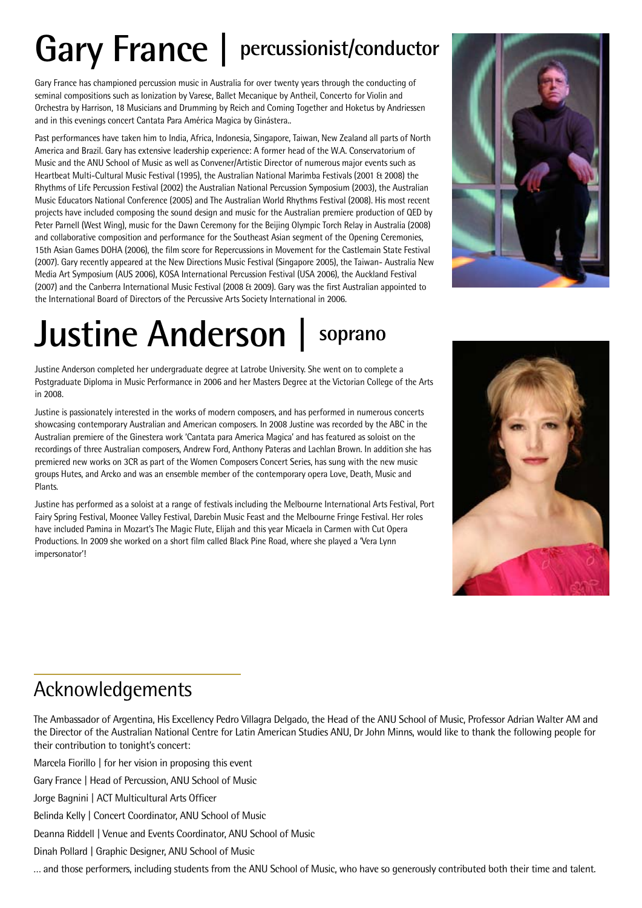# Gary France | percussionist/conductor

Gary France has championed percussion music in Australia for over twenty years through the conducting of seminal compositions such as Ionization by Varese, Ballet Mecanique by Antheil, Concerto for Violin and Orchestra by Harrison, 18 Musicians and Drumming by Reich and Coming Together and Hoketus by Andriessen and in this evenings concert Cantata Para América Magica by Ginástera..

Past performances have taken him to India, Africa, Indonesia, Singapore, Taiwan, New Zealand all parts of North America and Brazil. Gary has extensive leadership experience: A former head of the W.A. Conservatorium of Music and the ANU School of Music as well as Convener/Artistic Director of numerous major events such as Heartbeat Multi-Cultural Music Festival (1995), the Australian National Marimba Festivals (2001 & 2008) the Rhythms of Life Percussion Festival (2002) the Australian National Percussion Symposium (2003), the Australian Music Educators National Conference (2005) and The Australian World Rhythms Festival (2008). His most recent projects have included composing the sound design and music for the Australian premiere production of QED by Peter Parnell (West Wing), music for the Dawn Ceremony for the Beijing Olympic Torch Relay in Australia (2008) and collaborative composition and performance for the Southeast Asian segment of the Opening Ceremonies, 15th Asian Games DOHA (2006), the film score for Repercussions in Movement for the Castlemain State Festival (2007). Gary recently appeared at the New Directions Music Festival (Singapore 2005), the Taiwan- Australia New Media Art Symposium (AUS 2006), KOSA International Percussion Festival (USA 2006), the Auckland Festival (2007) and the Canberra International Music Festival (2008 & 2009). Gary was the first Australian appointed to the International Board of Directors of the Percussive Arts Society International in 2006.

# Justine Anderson | soprano

Justine Anderson completed her undergraduate degree at Latrobe University. She went on to complete a Postgraduate Diploma in Music Performance in 2006 and her Masters Degree at the Victorian College of the Arts in 2008.

Justine is passionately interested in the works of modern composers, and has performed in numerous concerts showcasing contemporary Australian and American composers. In 2008 Justine was recorded by the ABC in the Australian premiere of the Ginestera work 'Cantata para America Magica' and has featured as soloist on the recordings of three Australian composers, Andrew Ford, Anthony Pateras and Lachlan Brown. In addition she has premiered new works on 3CR as part of the Women Composers Concert Series, has sung with the new music groups Hutes, and Arcko and was an ensemble member of the contemporary opera Love, Death, Music and Plants.

Justine has performed as a soloist at a range of festivals including the Melbourne International Arts Festival, Port Fairy Spring Festival, Moonee Valley Festival, Darebin Music Feast and the Melbourne Fringe Festival. Her roles have included Pamina in Mozart's The Magic Flute, Elijah and this year Micaela in Carmen with Cut Opera Productions. In 2009 she worked on a short film called Black Pine Road, where she played a 'Vera Lynn impersonator'!

## Acknowledgements

The Ambassador of Argentina, His Excellency Pedro Villagra Delgado, the Head of the ANU School of Music, Professor Adrian Walter AM and the Director of the Australian National Centre for Latin American Studies ANU, Dr John Minns, would like to thank the following people for their contribution to tonight's concert:

Marcela Fiorillo | for her vision in proposing this event

Gary France | Head of Percussion, ANU School of Music

Jorge Bagnini | ACT Multicultural Arts Officer

Belinda Kelly | Concert Coordinator, ANU School of Music

Deanna Riddell | Venue and Events Coordinator, ANU School of Music

Dinah Pollard | Graphic Designer, ANU School of Music

… and those performers, including students from the ANU School of Music, who have so generously contributed both their time and talent.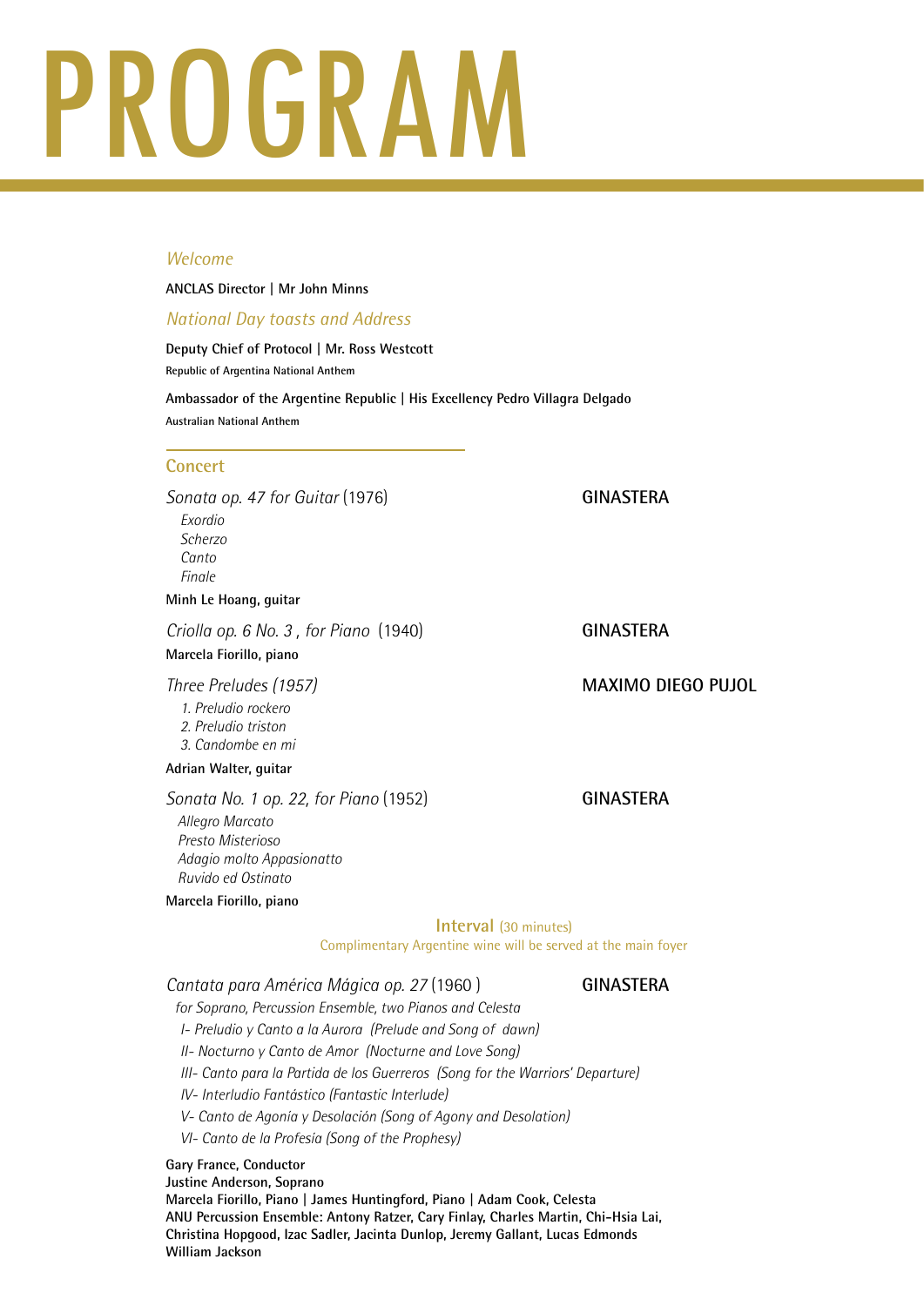# PROGRAM

*Welcome*

**ANCLAS Director | Mr John Minns**

*National Day toasts and Address*

**Deputy Chief of Protocol | Mr. Ross Westcott**

**Republic of Argentina National Anthem**

**Ambassador of the Argentine Republic | His Excellency Pedro Villagra Delgado**

**Australian National Anthem**

## Concert

*Sonata op. 47 for Guitar* (1976) — **GINASTERA**

*Exordio*
*Scherzo*
*Canto*
*Finale*

**Minh Le Hoang, guitar**

*Criolla op. 6 No. 3 , for Piano* (1940) — **GINASTERA**

**Marcela Fiorillo, piano**

*Three Preludes (1957)* — **MAXIMO DIEGO PUJOL**

1. *Preludio rockero*
2. *Preludio triston*
3. *Candombe en mi*

**Adrian Walter, guitar**

*Sonata No. 1 op. 22, for Piano* (1952) — **GINASTERA**

*Allegro Marcato*
*Presto Misterioso*
*Adagio molto Appasionatto*
*Ruvido ed Ostinato*

**Marcela Fiorillo, piano**

**Interval** (30 minutes)

Complimentary Argentine wine will be served at the main foyer

*Cantata para América Mágica op. 27* (1960 ) — **GINASTERA**

*for Soprano, Percussion Ensemble, two Pianos and Celesta*

*I- Preludio y Canto a la Aurora (Prelude and Song of dawn)*
*II- Nocturno y Canto de Amor (Nocturne and Love Song)*
*III- Canto para la Partida de los Guerreros (Song for the Warriors' Departure)*
*IV- Interludio Fantástico (Fantastic Interlude)*
*V- Canto de Agonía y Desolación (Song of Agony and Desolation)*
*VI- Canto de la Profesía (Song of the Prophesy)*

**Gary France, Conductor**
**Justine Anderson, Soprano**
**Marcela Fiorillo, Piano | James Huntingford, Piano | Adam Cook, Celesta**
**ANU Percussion Ensemble: Antony Ratzer, Cary Finlay, Charles Martin, Chi-Hsia Lai, Christina Hopgood, Izac Sadler, Jacinta Dunlop, Jeremy Gallant, Lucas Edmonds William Jackson**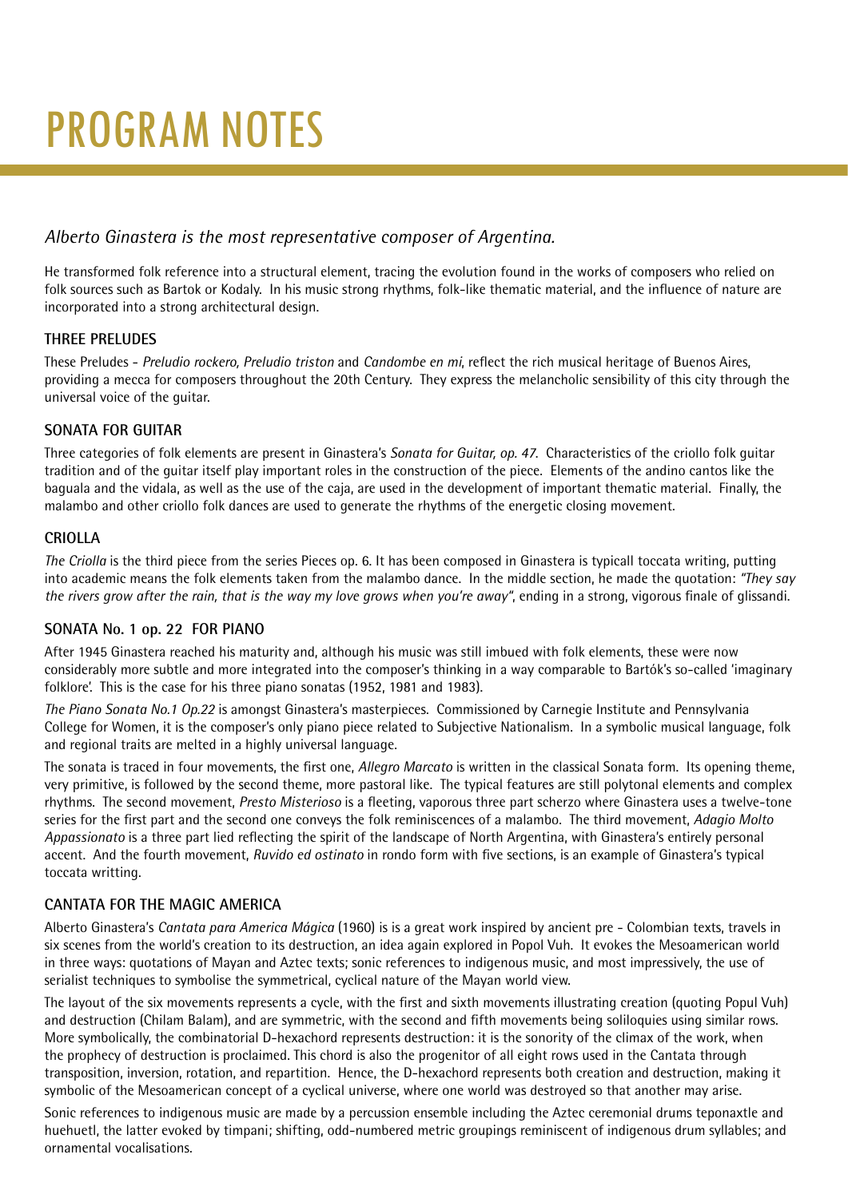# PROGRAM NOTES

*Alberto Ginastera is the most representative composer of Argentina.*

He transformed folk reference into a structural element, tracing the evolution found in the works of composers who relied on folk sources such as Bartok or Kodaly. In his music strong rhythms, folk-like thematic material, and the influence of nature are incorporated into a strong architectural design.

### THREE PRELUDES

These Preludes - *Preludio rockero, Preludio triston* and *Candombe en mi*, reflect the rich musical heritage of Buenos Aires, providing a mecca for composers throughout the 20th Century. They express the melancholic sensibility of this city through the universal voice of the guitar.

### SONATA FOR GUITAR

Three categories of folk elements are present in Ginastera's *Sonata for Guitar, op. 47.* Characteristics of the criollo folk guitar tradition and of the guitar itself play important roles in the construction of the piece. Elements of the andino cantos like the baguala and the vidala, as well as the use of the caja, are used in the development of important thematic material. Finally, the malambo and other criollo folk dances are used to generate the rhythms of the energetic closing movement.

### CRIOLLA

*The Criolla* is the third piece from the series Pieces op. 6. It has been composed in Ginastera is typicall toccata writing, putting into academic means the folk elements taken from the malambo dance. In the middle section, he made the quotation: *"They say the rivers grow after the rain, that is the way my love grows when you're away"*, ending in a strong, vigorous finale of glissandi.

### SONATA No. 1 op. 22 FOR PIANO

After 1945 Ginastera reached his maturity and, although his music was still imbued with folk elements, these were now considerably more subtle and more integrated into the composer's thinking in a way comparable to Bartók's so-called 'imaginary folklore'. This is the case for his three piano sonatas (1952, 1981 and 1983).

*The Piano Sonata No.1 Op.22* is amongst Ginastera's masterpieces. Commissioned by Carnegie Institute and Pennsylvania College for Women, it is the composer's only piano piece related to Subjective Nationalism. In a symbolic musical language, folk and regional traits are melted in a highly universal language.

The sonata is traced in four movements, the first one, *Allegro Marcato* is written in the classical Sonata form. Its opening theme, very primitive, is followed by the second theme, more pastoral like. The typical features are still polytonal elements and complex rhythms. The second movement, *Presto Misterioso* is a fleeting, vaporous three part scherzo where Ginastera uses a twelve-tone series for the first part and the second one conveys the folk reminiscences of a malambo. The third movement, *Adagio Molto Appassionato* is a three part lied reflecting the spirit of the landscape of North Argentina, with Ginastera's entirely personal accent. And the fourth movement, *Ruvido ed ostinato* in rondo form with five sections, is an example of Ginastera's typical toccata writting.

### CANTATA FOR THE MAGIC AMERICA

Alberto Ginastera's *Cantata para America Mágica* (1960) is is a great work inspired by ancient pre - Colombian texts, travels in six scenes from the world's creation to its destruction, an idea again explored in Popol Vuh. It evokes the Mesoamerican world in three ways: quotations of Mayan and Aztec texts; sonic references to indigenous music, and most impressively, the use of serialist techniques to symbolise the symmetrical, cyclical nature of the Mayan world view.

The layout of the six movements represents a cycle, with the first and sixth movements illustrating creation (quoting Popul Vuh) and destruction (Chilam Balam), and are symmetric, with the second and fifth movements being soliloquies using similar rows. More symbolically, the combinatorial D-hexachord represents destruction: it is the sonority of the climax of the work, when the prophecy of destruction is proclaimed. This chord is also the progenitor of all eight rows used in the Cantata through transposition, inversion, rotation, and repartition. Hence, the D-hexachord represents both creation and destruction, making it symbolic of the Mesoamerican concept of a cyclical universe, where one world was destroyed so that another may arise.

Sonic references to indigenous music are made by a percussion ensemble including the Aztec ceremonial drums teponaxtle and huehuetl, the latter evoked by timpani; shifting, odd-numbered metric groupings reminiscent of indigenous drum syllables; and ornamental vocalisations.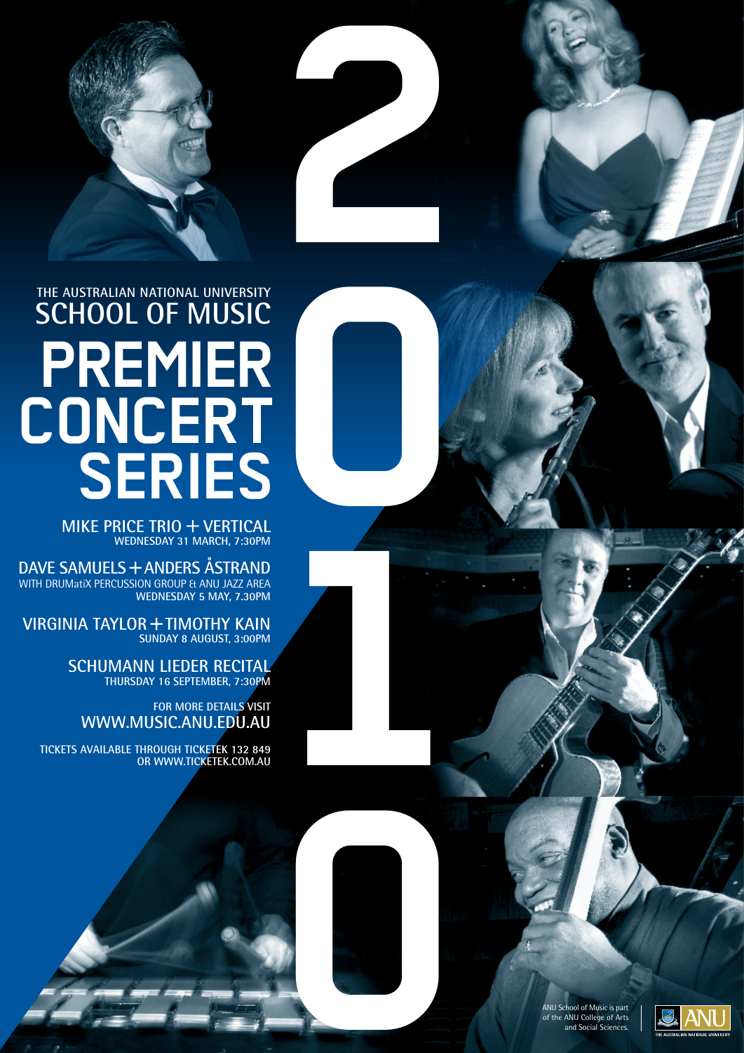THE AUSTRALIAN NATIONAL UNIVERSITY

## SCHOOL OF MUSIC

# PREMIER CONCERT SERIES

# 2010

**MIKE PRICE TRIO + VERTICAL**
WEDNESDAY 31 MARCH, 7:30PM

**DAVE SAMUELS + ANDERS ÅSTRAND**
WITH DRUMatiX PERCUSSION GROUP & ANU JAZZ AREA
WEDNESDAY 5 MAY, 7.30PM

**VIRGINIA TAYLOR + TIMOTHY KAIN**
SUNDAY 8 AUGUST, 3:00PM

**SCHUMANN LIEDER RECITAL**
THURSDAY 16 SEPTEMBER, 7:30PM

FOR MORE DETAILS VISIT
**WWW.MUSIC.ANU.EDU.AU**

TICKETS AVAILABLE THROUGH TICKETEK 132 849
OR WWW.TICKETEK.COM.AU

ANU School of Music is part of the ANU College of Arts and Social Sciences.

ANU
THE AUSTRALIAN NATIONAL UNIVERSITY